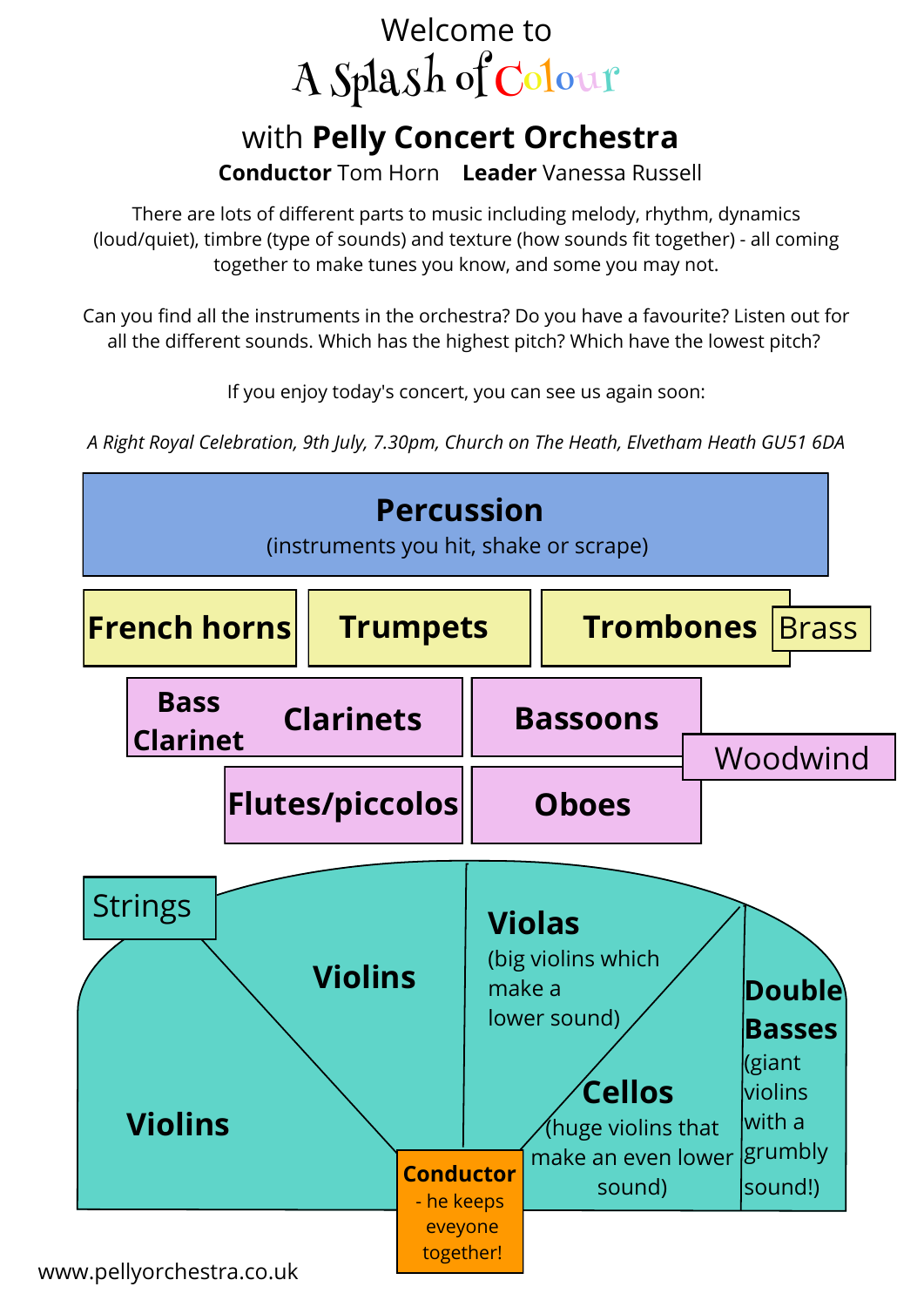Welcome to

# A Splash of Colour

## with **Pelly Concert Orchestra**

**Conductor** Tom Horn **Leader** Vanessa Russell

There are lots of different parts to music including melody, rhythm, dynamics (loud/quiet), timbre (type of sounds) and texture (how sounds fit together) - all coming together to make tunes you know, and some you may not.

Can you find all the instruments in the orchestra? Do you have a favourite? Listen out for all the different sounds. Which has the highest pitch? Which have the lowest pitch?

If you enjoy today's concert, you can see us again soon:

*A Right Royal Celebration, 9th July, 7.30pm, Church on The Heath, Elvetham Heath GU51 6DA*

**Percussion**
(instruments you hit, shake or scrape)

Brass

**French horns** **Trumpets** **Trombones**

Woodwind

**Bass Clarinet** **Clarinets** **Bassoons**

**Flutes/piccolos** **Oboes**

Strings

**Violins**

**Violins**

**Violas**
(big violins which make a lower sound)

**Cellos**
(huge violins that make an even lower sound)

**Double Basses**
(giant violins with a grumbly sound!)

**Conductor**
- he keeps eveyone together!

www.pellyorchestra.co.uk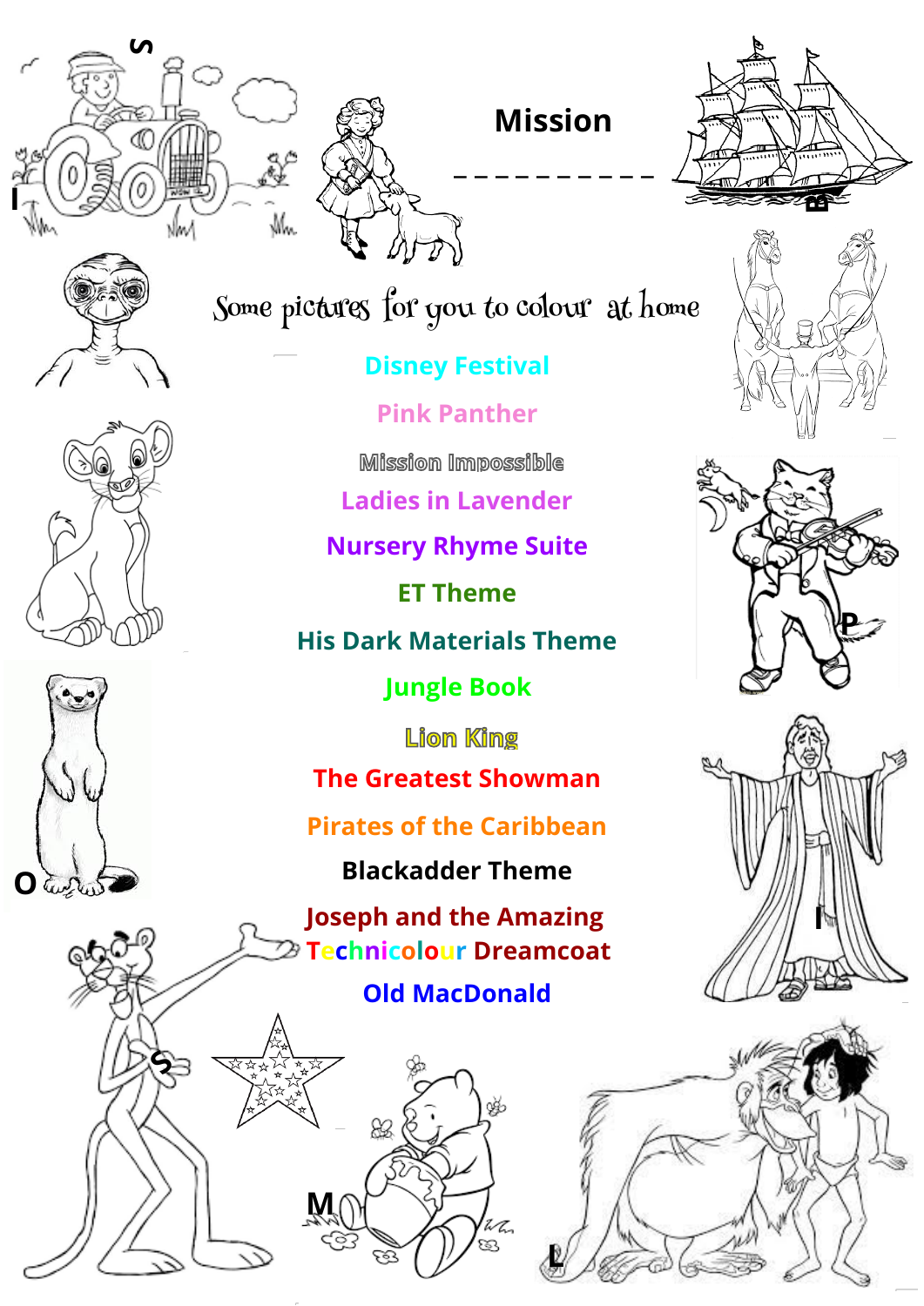# Mission

_ _ _ _ _ _ _ _ _ _

Some pictures for you to colour at home

Disney Festival

Pink Panther

Mission Impossible

Ladies in Lavender

Nursery Rhyme Suite

ET Theme

His Dark Materials Theme

Jungle Book

Lion King

The Greatest Showman

Pirates of the Caribbean

Blackadder Theme

Joseph and the Amazing Technicolour Dreamcoat

Old MacDonald